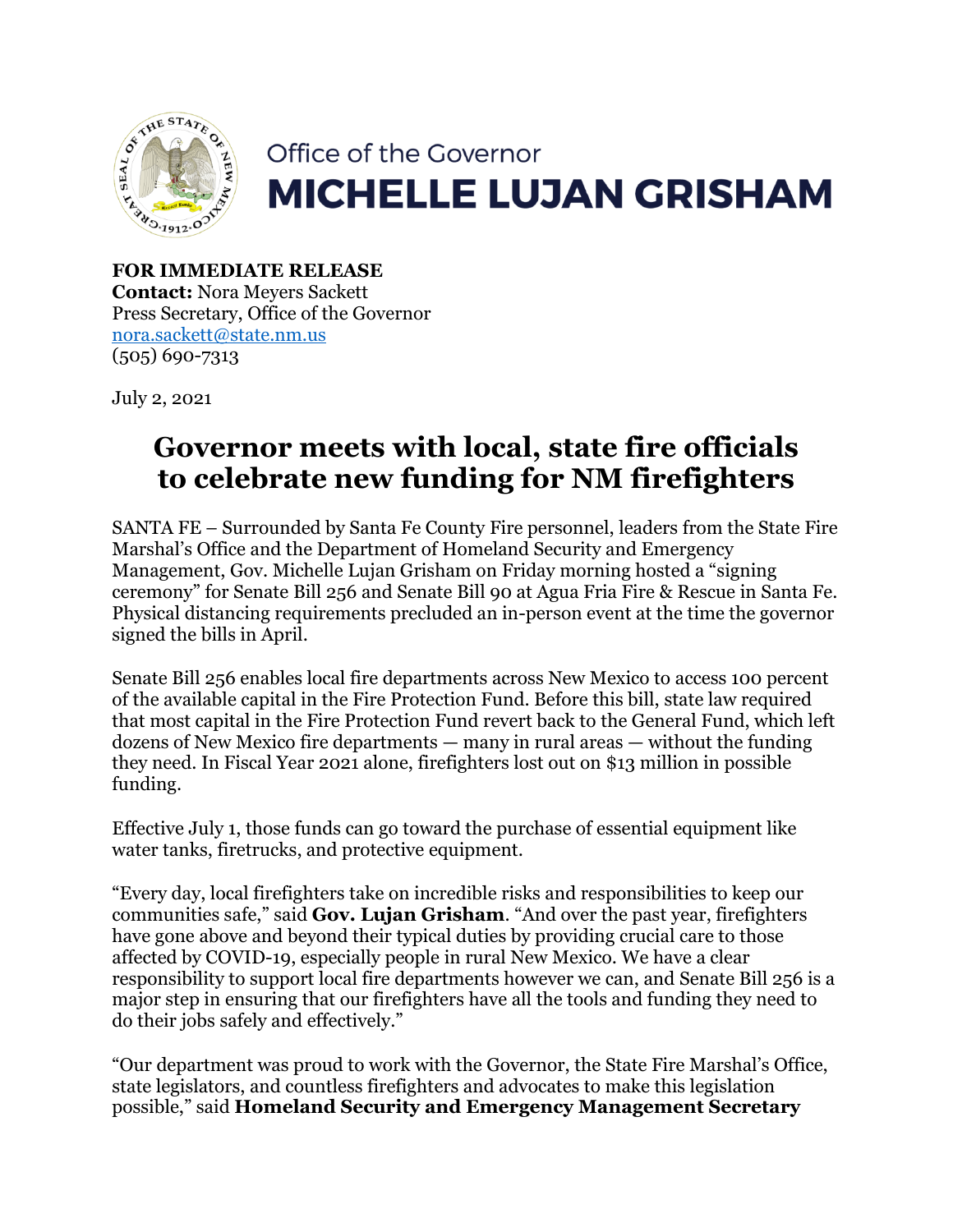Office of the Governor
**MICHELLE LUJAN GRISHAM**

**FOR IMMEDIATE RELEASE**
**Contact:** Nora Meyers Sackett
Press Secretary, Office of the Governor
nora.sackett@state.nm.us
(505) 690-7313

July 2, 2021

# Governor meets with local, state fire officials to celebrate new funding for NM firefighters

SANTA FE – Surrounded by Santa Fe County Fire personnel, leaders from the State Fire Marshal's Office and the Department of Homeland Security and Emergency Management, Gov. Michelle Lujan Grisham on Friday morning hosted a "signing ceremony" for Senate Bill 256 and Senate Bill 90 at Agua Fria Fire & Rescue in Santa Fe. Physical distancing requirements precluded an in-person event at the time the governor signed the bills in April.

Senate Bill 256 enables local fire departments across New Mexico to access 100 percent of the available capital in the Fire Protection Fund. Before this bill, state law required that most capital in the Fire Protection Fund revert back to the General Fund, which left dozens of New Mexico fire departments — many in rural areas — without the funding they need. In Fiscal Year 2021 alone, firefighters lost out on $13 million in possible funding.

Effective July 1, those funds can go toward the purchase of essential equipment like water tanks, firetrucks, and protective equipment.

"Every day, local firefighters take on incredible risks and responsibilities to keep our communities safe," said **Gov. Lujan Grisham**. "And over the past year, firefighters have gone above and beyond their typical duties by providing crucial care to those affected by COVID-19, especially people in rural New Mexico. We have a clear responsibility to support local fire departments however we can, and Senate Bill 256 is a major step in ensuring that our firefighters have all the tools and funding they need to do their jobs safely and effectively."

"Our department was proud to work with the Governor, the State Fire Marshal's Office, state legislators, and countless firefighters and advocates to make this legislation possible," said **Homeland Security and Emergency Management Secretary**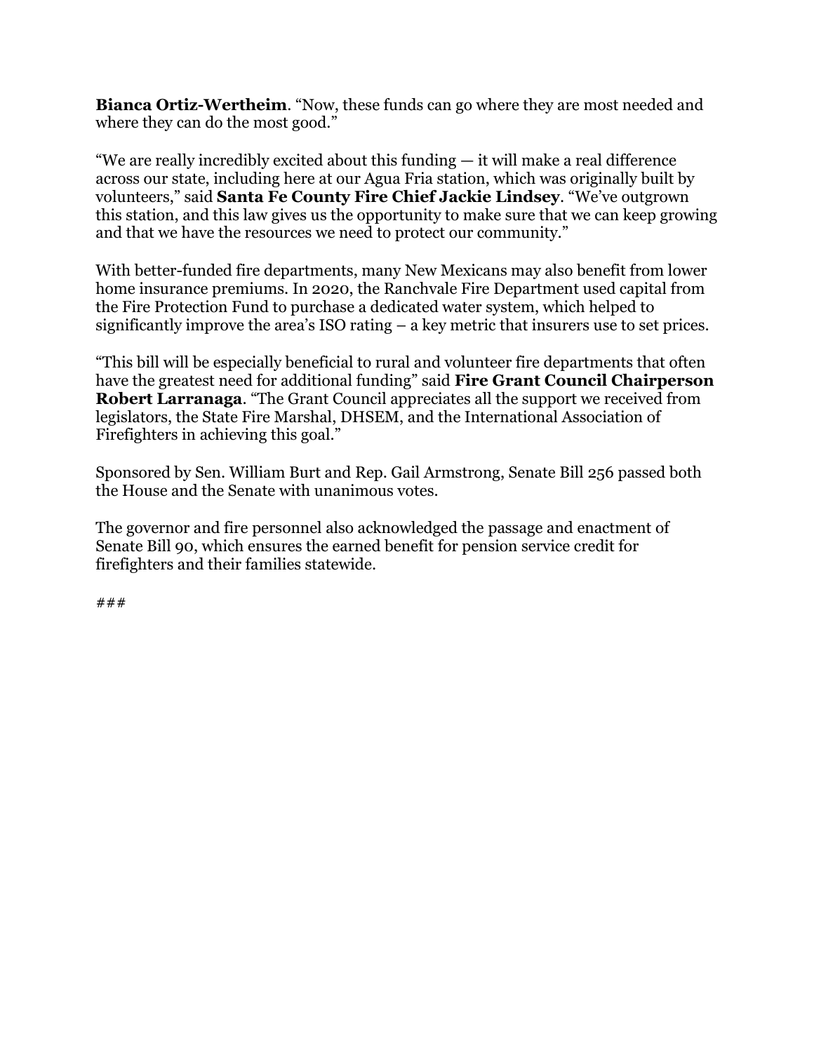**Bianca Ortiz-Wertheim**. "Now, these funds can go where they are most needed and where they can do the most good."

"We are really incredibly excited about this funding — it will make a real difference across our state, including here at our Agua Fria station, which was originally built by volunteers," said **Santa Fe County Fire Chief Jackie Lindsey**. "We've outgrown this station, and this law gives us the opportunity to make sure that we can keep growing and that we have the resources we need to protect our community."

With better-funded fire departments, many New Mexicans may also benefit from lower home insurance premiums. In 2020, the Ranchvale Fire Department used capital from the Fire Protection Fund to purchase a dedicated water system, which helped to significantly improve the area's ISO rating – a key metric that insurers use to set prices.

"This bill will be especially beneficial to rural and volunteer fire departments that often have the greatest need for additional funding" said **Fire Grant Council Chairperson Robert Larranaga**. "The Grant Council appreciates all the support we received from legislators, the State Fire Marshal, DHSEM, and the International Association of Firefighters in achieving this goal."

Sponsored by Sen. William Burt and Rep. Gail Armstrong, Senate Bill 256 passed both the House and the Senate with unanimous votes.

The governor and fire personnel also acknowledged the passage and enactment of Senate Bill 90, which ensures the earned benefit for pension service credit for firefighters and their families statewide.

###